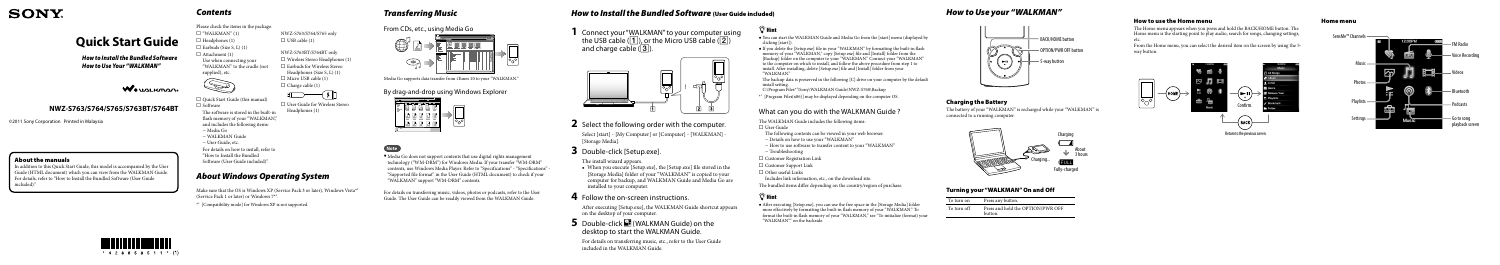# SONY

# Quick Start Guide

*How to Install the Bundled Software*
*How to Use your "WALKMAN"*

WALKMAN

## NWZ-S763/S764/S765/S763BT/S764BT

©2011 Sony Corporation Printed in Malaysia

### About the manuals

In addition to this Quick Start Guide, this model is accompanied by the User Guide (HTML document) which you can view from the WALKMAN Guide. For details, refer to "How to Install the Bundled Software (User Guide included)".

## Contents

Please check the items in the package.

- ☐ "WALKMAN" (1)
- ☐ Headphones (1)
- ☐ Earbuds (Size S, L) (1)
- ☐ Attachment (1)
  Use when connecting your "WALKMAN" to the cradle (not supplied), etc.
- ☐ Quick Start Guide (this manual)
- ☐ Software
  The software is stored in the built-in flash memory of your "WALKMAN", and includes the following items:
  - Media Go
  - WALKMAN Guide
  - User Guide, etc.

  For details on how to install, refer to "How to Install the Bundled Software (User Guide included)".

NWZ-S763/S764/S765 only
- ☐ USB cable (1)

NWZ-S763BT/S764BT only
- ☐ Wireless Stereo Headphones (1)
- ☐ Earbuds for Wireless Stereo Headphones (Size S, L) (1)
- ☐ Micro USB cable (1)
- ☐ Charge cable (1)
- ☐ User Guide for Wireless Stereo Headphones (1)

## About Windows Operating System

Make sure that the OS is Windows XP (Service Pack 3 or later), Windows Vista*1 (Service Pack 1 or later) or Windows 7*1.

*1 [Compatibility mode] for Windows XP is not supported.

## Transferring Music

### From CDs, etc., using Media Go

Media Go supports data transfer from iTunes 10 to your "WALKMAN".

### By drag-and-drop using Windows Explorer

**Note**

- Media Go does not support contents that use digital rights management technology ("WM-DRM") for Windows Media. If your transfer "WM-DRM" contents, use Windows Media Player. Refer to "Specifications" - "Specifications" - "Supported file format" in the User Guide (HTML document) to check if your "WALKMAN" support "WM-DRM" contents.

For details on transferring music, videos, photos or podcasts, refer to the User Guide. The User Guide can be readily viewed from the WALKMAN Guide.

## How to Install the Bundled Software (User Guide included)

**1** Connect your "WALKMAN" to your computer using the USB cable (①), or the Micro USB cable (②) and charge cable (③).

**2** Select the following order with the computer.

Select [start] - [My Computer] or [Computer] - [WALKMAN] - [Storage Media].

**3** Double-click [Setup.exe].

The install wizard appears.

- When you execute [Setup.exe], the [Setup.exe] file stored in the [Storage Media] folder of your "WALKMAN" is copied to your computer for backup, and WALKMAN Guide and Media Go are installed to your computer.

**4** Follow the on-screen instructions.

After executing [Setup.exe], the WALKMAN Guide shortcut appears on the desktop of your computer.

**5** Double-click (WALKMAN Guide) on the desktop to start the WALKMAN Guide.

For details on transferring music, etc., refer to the User Guide included in the WALKMAN Guide.

**Hint**

- You can start the WALKMAN Guide and Media Go from the [start] menu (displayed by clicking [start]).
- If you delete the [Setup.exe] file in your "WALKMAN" by formatting the built-in flash memory of your "WALKMAN", copy [Setup.exe] file and [Install] folder from the [Backup] folder on the computer to your "WALKMAN". Connect your "WALKMAN" to the computer on which to install, and follow the above procedure from step 1 to install. After installing, delete [Setup.exe] file and [Install] folder from your "WALKMAN".
  The backup data is preserved in the following [C] drive on your computer by the default install setting.
  C:\Program Files*1\Sony\WALKMAN Guide\NWZ-S760\Backup
  *1 [Program Files(x86)] may be displayed depending on the computer OS.

### What can you do with the WALKMAN Guide ?

The WALKMAN Guide includes the following items:

- ☐ User Guide
  The following contents can be viewed in your web browser.
  - Details on how to use your "WALKMAN"
  - How to use software to transfer content to your "WALKMAN"
  - Troubleshooting
- ☐ Customer Registration Link
- ☐ Customer Support Link
- ☐ Other useful Links
  Includes link information, etc., on the download site.

The bundled items differ depending on the country/region of purchase.

**Hint**

- After executing [Setup.exe], you can use the free space in the [Storage Media] folder more effectively by formatting the built-in flash memory of your "WALKMAN". To format the built-in flash memory of your "WALKMAN", see "To initialize (format) your "WALKMAN"" on the backside.

## How to Use your "WALKMAN"

BACK/HOME button
OPTION/PWR OFF button
5-way button

### Charging the Battery

The battery of your "WALKMAN" is recharged while your "WALKMAN" is connected to a running computer.

Charging...
Charging
About 3 hours
FULL
Fully charged

### Turning your "WALKMAN" On and Off

| To turn on | Press any button. |
|---|---|
| To turn off | Press and hold the OPTION/PWR OFF button. |

### How to use the Home menu

The Home menu appears when you press and hold the BACK/HOME button. The Home menu is the starting point to play audio, search for songs, changing settings, etc.

From the Home menu, you can select the desired item on the screen by using the 5-way button.

Confirm
Returns to the previous screen

### Home menu

- SensMe™ Channels
- FM Radio
- Voice Recording
- Music
- Videos
- Photos
- Bluetooth
- Playlists
- Podcasts
- Settings
- Go to song playback screen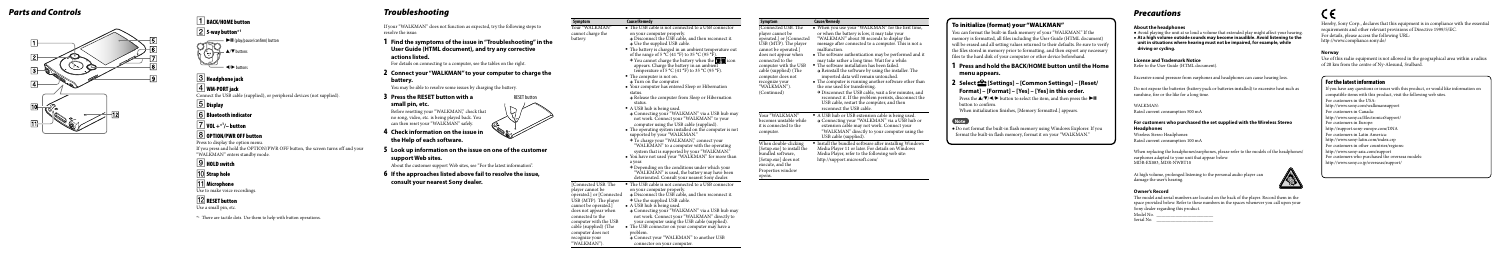## Parts and Controls

1 **BACK/HOME button**

2 **5-way button**\*1

▶II (play/pause/confirm) button

▲/▼ buttons

◀/▶ buttons

3 **Headphone jack**

4 **WM-PORT jack**

Connect the USB cable (supplied), or peripheral devices (not supplied).

5 **Display**

6 **Bluetooth indicator**

7 **VOL +**\*1**/– button**

8 **OPTION/PWR OFF button**

Press to display the option menu.

If you press and hold the OPTION/PWR OFF button, the screen turns off and your "WALKMAN" enters standby mode.

9 **HOLD switch**

10 **Strap hole**

11 **Microphone**

Use to make voice recordings.

12 **RESET button**

Use a small pin, etc.

\*1 There are tactile dots. Use them to help with button operations.

## Troubleshooting

If your "WALKMAN" does not function as expected, try the following steps to resolve the issue.

**1 Find the symptoms of the issue in "Troubleshooting" in the User Guide (HTML document), and try any corrective actions listed.**

For details on connecting to a computer, see the tables on the right.

**2 Connect your "WALKMAN" to your computer to charge the battery.**

You may be able to resolve some issues by charging the battery.

**3 Press the RESET button with a small pin, etc.**

RESET button

Before resetting your "WALKMAN," check that no song, video, etc. is being played back. You can then reset your "WALKMAN" safely.

**4 Check information on the issue in the Help of each software.**

**5 Look up information on the issue on one of the customer support Web sites.**

About the customer support Web sites, see "For the latest information."

**6 If the approaches listed above fail to resolve the issue, consult your nearest Sony dealer.**

| Symptom | Cause/Remedy |
|---|---|
| Your "WALKMAN" cannot charge the battery. | • The USB cable is not connected to a USB connector on your computer properly.<br>→ Disconnect the USB cable, and then reconnect it.<br>→ Use the supplied USB cable.<br>• The battery is charged in an ambient temperature out of the range of 5 °C (41 °F) to 35 °C (95 °F).<br>→ You cannot charge the battery when the icon appears. Charge the battery in an ambient temperature of 5 °C (41 °F) to 35 °C (95 °F).<br>• The computer is not on.<br>→ Turn on the computer.<br>• Your computer has entered Sleep or Hibernation status.<br>→ Release the computer from Sleep or Hibernation status.<br>• A USB hub is being used.<br>→ Connecting your "WALKMAN" via a USB hub may not work. Connect your "WALKMAN" to your computer using the USB cable (supplied).<br>• The operating system installed on the computer is not supported by your "WALKMAN."<br>→ To charge your "WALKMAN," connect your "WALKMAN" to a computer with the operating system that is supported by your "WALKMAN."<br>• You have not used your "WALKMAN" for more than a year.<br>→ Depending on the conditions under which your "WALKMAN" is used, the battery may have been deteriorated. Consult your nearest Sony dealer. |
| [Connected USB. The player cannot be operated.] or [Connected USB (MTP). The player cannot be operated.] does not appear when connected to the computer with the USB cable (supplied) (the computer does not recognize your "WALKMAN"). | • The USB cable is not connected to a USB connector on your computer properly.<br>→ Disconnect the USB cable, and then reconnect it.<br>→ Use the supplied USB cable.<br>• A USB hub is being used.<br>→ Connecting your "WALKMAN" via a USB hub may not work. Connect your "WALKMAN" directly to your computer using the USB cable (supplied).<br>• The USB connector on your computer may have a problem.<br>→ Connect your "WALKMAN" to another USB connector on your computer. |
| [Connected USB. The player cannot be operated.] or [Connected USB (MTP). The player cannot be operated.] does not appear when connected to the computer with the USB cable (supplied) (the computer does not recognize your "WALKMAN"). (Continued) | • When you use your "WALKMAN" for the first time, or when the battery is low, it may take your "WALKMAN" about 30 seconds to display the message after connected to a computer. This is not a malfunction.<br>• The software authentication may be performed and it may take rather a long time. Wait for a while.<br>• The software installation has been failed.<br>→ Reinstall the software by using the installer. The imported data will remain untouched.<br>• The computer is running another software other than the one used for transferring.<br>→ Disconnect the USB cable, wait a few minutes, and reconnect it. If the problem persists, disconnect the USB cable, restart the computer, and then reconnect the USB cable. |
| Your "WALKMAN" becomes unstable while it is connected to the computer. | • A USB hub or USB extension cable is being used.<br>→ Connecting your "WALKMAN" via a USB hub or extension cable may not work. Connect your "WALKMAN" directly to your computer using the USB cable (supplied). |
| When double-clicking [Setup.exe] to install the bundled software, [Setup.exe] does not execute, and the Properties window opens. | • Install the bundled software after installing Windows Media Player 11 or later. For details on Windows Media Player, refer to the following web site: http://support.microsoft.com/ |

### To initialize (format) your "WALKMAN"

You can format the built-in flash memory of your "WALKMAN." If the memory is formatted, all files including the User Guide (HTML document) will be erased and all setting values returned to their defaults. Be sure to verify the files stored in memory prior to formatting, and then export any necessary files to the hard disk of your computer or other device beforehand.

**1 Press and hold the BACK/HOME button until the Home menu appears.**

**2 Select [Settings] – [Common Settings] – [Reset/Format] – [Format] – [Yes] – [Yes] in this order.**

Press the ▲/▼/◀/▶ button to select the item, and then press the ▶II button to confirm.

When initialization finishes, [Memory formatted.] appears.

**Note**

- Do not format the built-in flash memory using Windows Explorer. If you format the built-in flash memory, format it on your "WALKMAN."

## Precautions

**About the headphones**

- Avoid playing the unit at so loud a volume that extended play might affect your hearing.
- **At a high volume outside sounds may become inaudible. Avoid listening to the unit in situations where hearing must not be impaired, for example, while driving or cycling.**

**License and Trademark Notice**

Refer to the User Guide (HTML document).

Excessive sound pressure from earphones and headphones can cause hearing loss.

Do not expose the batteries (battery pack or batteries installed) to excessive heat such as sunshine, fire or the like for a long time.

WALKMAN:

Rated current consumption 500 mA

**For customers who purchased the set supplied with the Wireless Stereo Headphones**

Wireless Stereo Headphones:

Rated current consumption 100 mA

When replacing the headphones/earphones, please refer to the model of the headphones/earphones adapted to your unit that appear below.

MDR-EX083, MDR-NWBT10

At high volume, prolonged listening to the personal audio player can damage the user's hearing.

**Owner's Record**

The model and serial numbers are located on the back of the player. Record them in the space provided below. Refer to these numbers in the spaces whenever you call upon your Sony dealer regarding this product.

Model No. \_\_\_\_\_\_\_\_\_\_\_\_\_\_\_\_\_\_\_\_\_

Serial No. \_\_\_\_\_\_\_\_\_\_\_\_\_\_\_\_\_\_\_\_\_

CE

Hereby, Sony Corp., declares that this equipment is in compliance with the essential requirements and other relevant provisions of Directive 1999/5/EC.

For details, please access the following URL:

http://www.compliance.sony.de/

**Norway**

Use of this radio equipment is not allowed in the geographical area within a radius of 20 km from the centre of Ny-Ålesund, Svalbard.

### For the latest information

If you have any questions or issues with this product, or would like information on compatible items with this product, visit the following web sites.

For customers in the USA:

http://www.sony.com/walkmansupport

For customers in Canada:

http://www.sony.ca/ElectronicsSupport/

For customers in Europe:

http://support.sony-europe.com/DNA

For customers in Latin America:

http://www.sony-latin.com/index.crp

For customers in other countries/regions:

http://www.sony-asia.com/support

For customers who purchased the overseas models:

http://www.sony.co.jp/overseas/support/